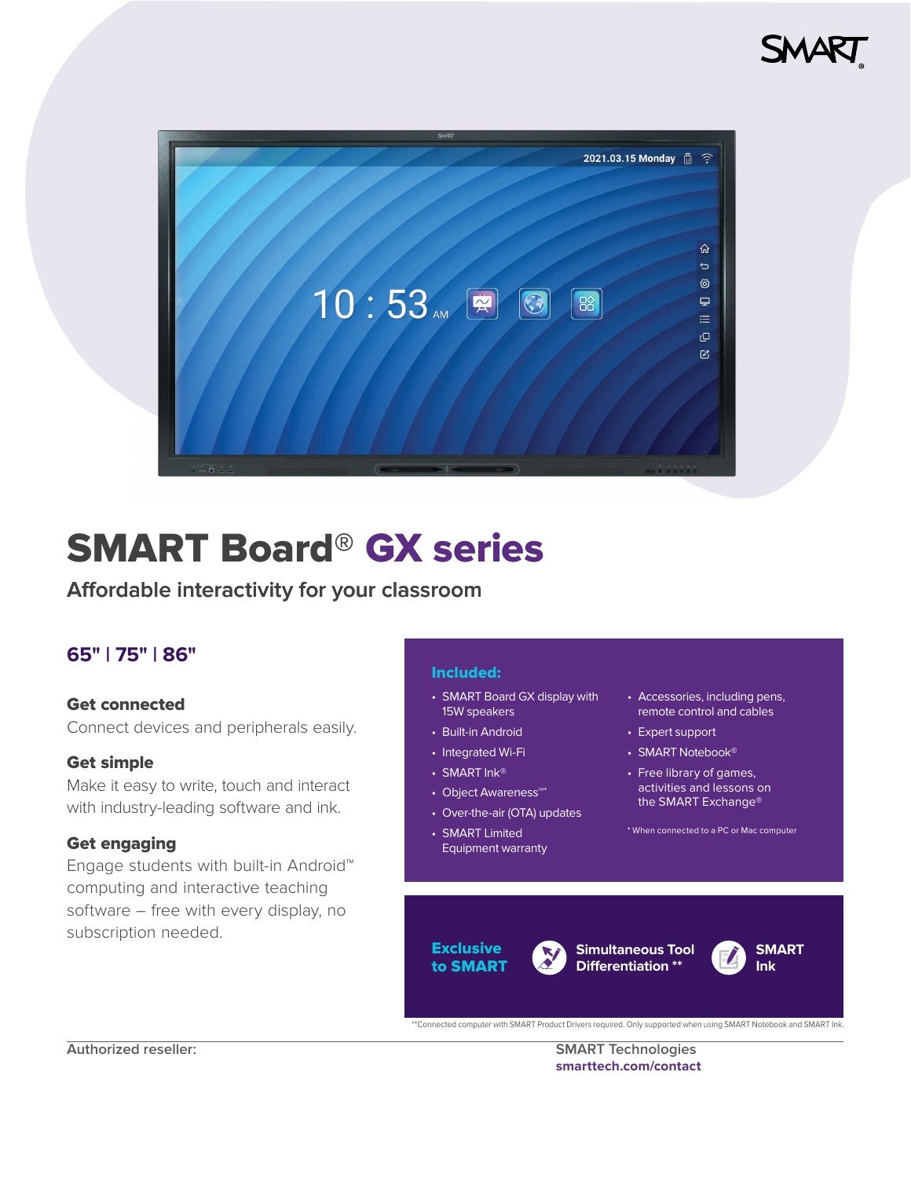SMART

# SMART Board® GX series

## Affordable interactivity for your classroom

### 65" | 75" | 86"

**Get connected**
Connect devices and peripherals easily.

**Get simple**
Make it easy to write, touch and interact with industry-leading software and ink.

**Get engaging**
Engage students with built-in Android™ computing and interactive teaching software – free with every display, no subscription needed.

**Included:**

- SMART Board GX display with 15W speakers
- Built-in Android
- Integrated Wi-Fi
- SMART Ink®
- Object Awareness™*
- Over-the-air (OTA) updates
- SMART Limited Equipment warranty
- Accessories, including pens, remote control and cables
- Expert support
- SMART Notebook®
- Free library of games, activities and lessons on the SMART Exchange®

* When connected to a PC or Mac computer

**Exclusive to SMART**

- Simultaneous Tool Differentiation **
- SMART Ink

**Connected computer with SMART Product Drivers required. Only supported when using SMART Notebook and SMART Ink.

Authorized reseller:

SMART Technologies
smarttech.com/contact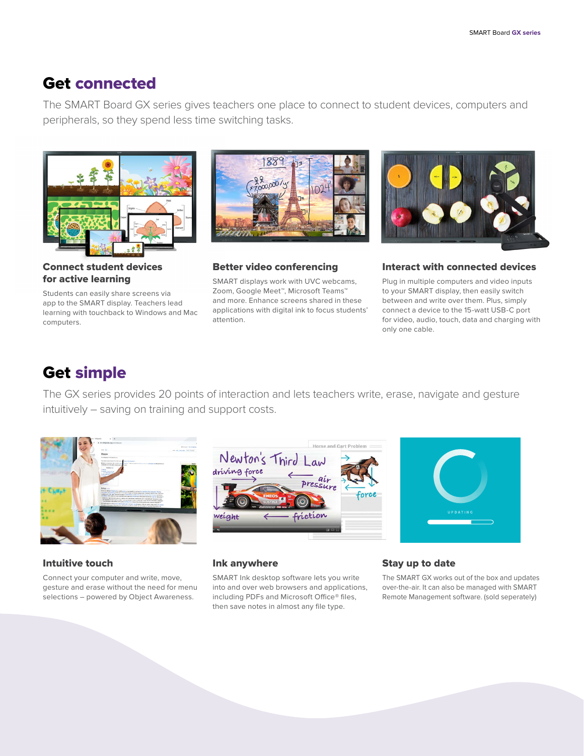## Get connected

The SMART Board GX series gives teachers one place to connect to student devices, computers and peripherals, so they spend less time switching tasks.

### Connect student devices for active learning

Students can easily share screens via app to the SMART display. Teachers lead learning with touchback to Windows and Mac computers.

### Better video conferencing

SMART displays work with UVC webcams, Zoom, Google Meet™, Microsoft Teams™ and more. Enhance screens shared in these applications with digital ink to focus students' attention.

### Interact with connected devices

Plug in multiple computers and video inputs to your SMART display, then easily switch between and write over them. Plus, simply connect a device to the 15-watt USB-C port for video, audio, touch, data and charging with only one cable.

## Get simple

The GX series provides 20 points of interaction and lets teachers write, erase, navigate and gesture intuitively – saving on training and support costs.

### Intuitive touch

Connect your computer and write, move, gesture and erase without the need for menu selections – powered by Object Awareness.

### Ink anywhere

SMART Ink desktop software lets you write into and over web browsers and applications, including PDFs and Microsoft Office® files, then save notes in almost any file type.

### Stay up to date

The SMART GX works out of the box and updates over-the-air. It can also be managed with SMART Remote Management software. (sold seperately)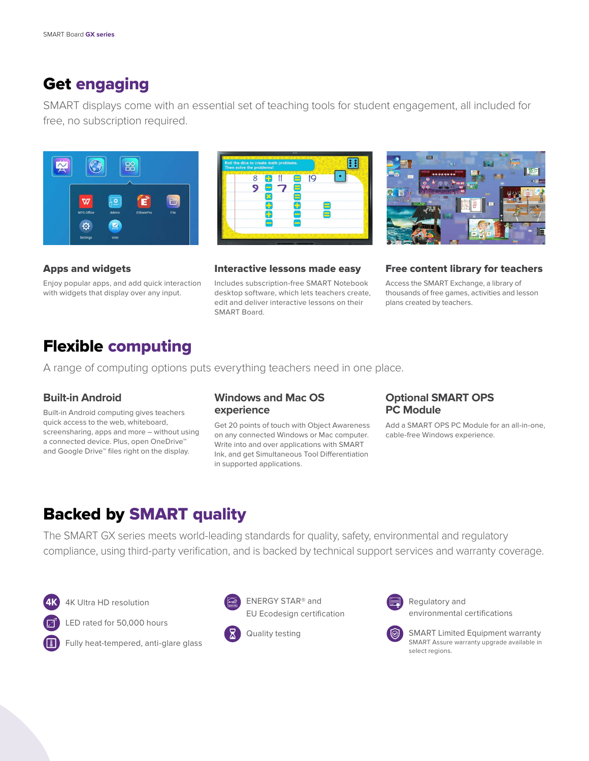## Get engaging

SMART displays come with an essential set of teaching tools for student engagement, all included for free, no subscription required.

### Apps and widgets

Enjoy popular apps, and add quick interaction with widgets that display over any input.

### Interactive lessons made easy

Includes subscription-free SMART Notebook desktop software, which lets teachers create, edit and deliver interactive lessons on their SMART Board.

### Free content library for teachers

Access the SMART Exchange, a library of thousands of free games, activities and lesson plans created by teachers.

## Flexible computing

A range of computing options puts everything teachers need in one place.

### Built-in Android

Built-in Android computing gives teachers quick access to the web, whiteboard, screensharing, apps and more – without using a connected device. Plus, open OneDrive™ and Google Drive™ files right on the display.

### Windows and Mac OS experience

Get 20 points of touch with Object Awareness on any connected Windows or Mac computer. Write into and over applications with SMART Ink, and get Simultaneous Tool Differentiation in supported applications.

### Optional SMART OPS PC Module

Add a SMART OPS PC Module for an all-in-one, cable-free Windows experience.

## Backed by SMART quality

The SMART GX series meets world-leading standards for quality, safety, environmental and regulatory compliance, using third-party verification, and is backed by technical support services and warranty coverage.

- 4K Ultra HD resolution
- LED rated for 50,000 hours
- Fully heat-tempered, anti-glare glass
- ENERGY STAR® and EU Ecodesign certification
- Quality testing
- Regulatory and environmental certifications
- SMART Limited Equipment warranty
  SMART Assure warranty upgrade available in select regions.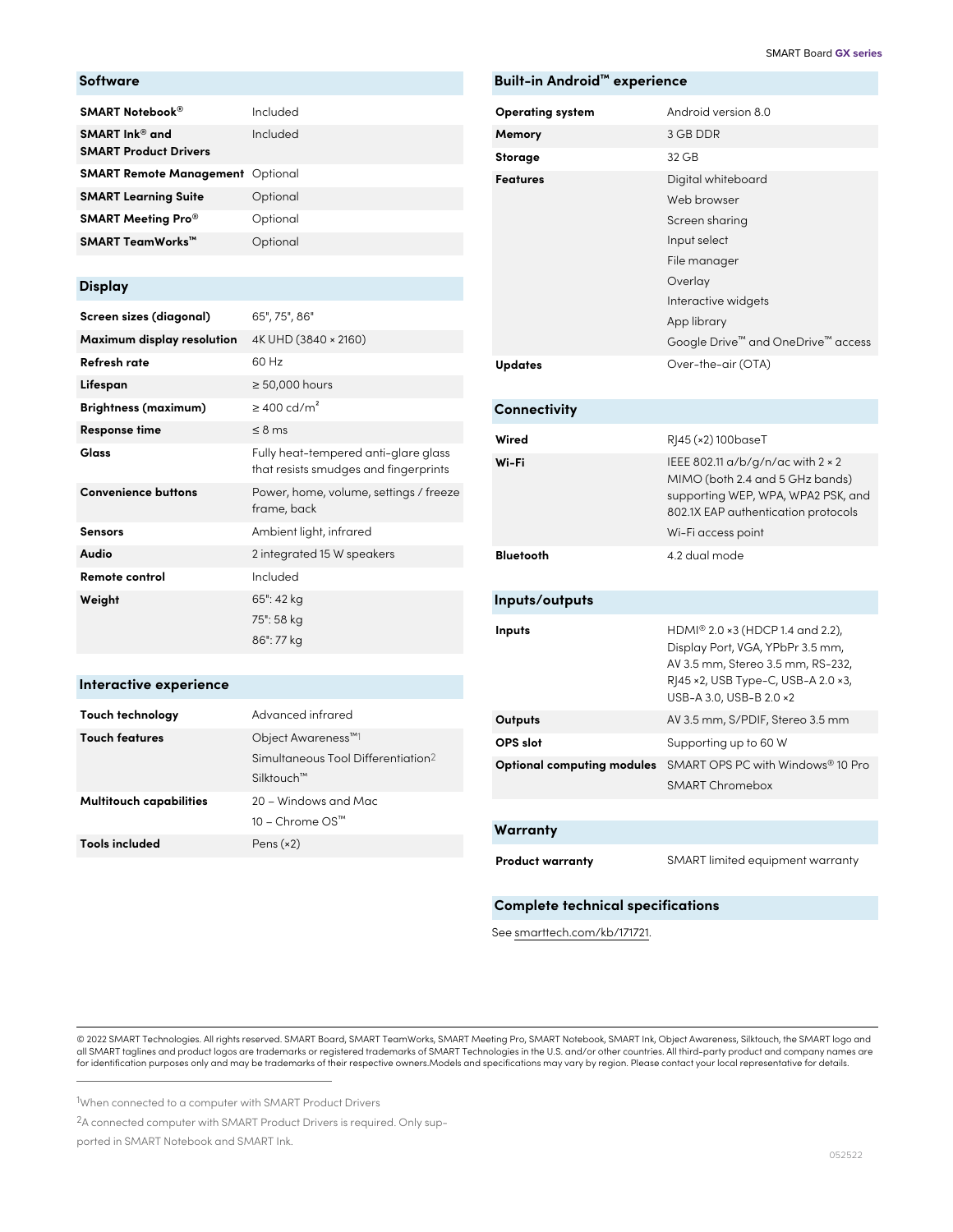## Software

| | |
|---|---|
| **SMART Notebook®** | Included |
| **SMART Ink® and SMART Product Drivers** | Included |
| **SMART Remote Management** | Optional |
| **SMART Learning Suite** | Optional |
| **SMART Meeting Pro®** | Optional |
| **SMART TeamWorks™** | Optional |

## Display

| | |
|---|---|
| **Screen sizes (diagonal)** | 65", 75", 86" |
| **Maximum display resolution** | 4K UHD (3840 × 2160) |
| **Refresh rate** | 60 Hz |
| **Lifespan** | ≥ 50,000 hours |
| **Brightness (maximum)** | ≥ 400 cd/m² |
| **Response time** | ≤ 8 ms |
| **Glass** | Fully heat-tempered anti-glare glass that resists smudges and fingerprints |
| **Convenience buttons** | Power, home, volume, settings / freeze frame, back |
| **Sensors** | Ambient light, infrared |
| **Audio** | 2 integrated 15 W speakers |
| **Remote control** | Included |
| **Weight** | 65": 42 kg<br>75": 58 kg<br>86": 77 kg |

## Interactive experience

| | |
|---|---|
| **Touch technology** | Advanced infrared |
| **Touch features** | Object Awareness™[1]<br>Simultaneous Tool Differentiation[2]<br>Silktouch™ |
| **Multitouch capabilities** | 20 – Windows and Mac<br>10 – Chrome OS™ |
| **Tools included** | Pens (×2) |

## Built-in Android™ experience

| | |
|---|---|
| **Operating system** | Android version 8.0 |
| **Memory** | 3 GB DDR |
| **Storage** | 32 GB |
| **Features** | Digital whiteboard<br>Web browser<br>Screen sharing<br>Input select<br>File manager<br>Overlay<br>Interactive widgets<br>App library<br>Google Drive™ and OneDrive™ access |
| **Updates** | Over-the-air (OTA) |

## Connectivity

| | |
|---|---|
| **Wired** | RJ45 (×2) 100baseT |
| **Wi-Fi** | IEEE 802.11 a/b/g/n/ac with 2 × 2 MIMO (both 2.4 and 5 GHz bands) supporting WEP, WPA, WPA2 PSK, and 802.1X EAP authentication protocols<br>Wi-Fi access point |
| **Bluetooth** | 4.2 dual mode |

## Inputs/outputs

| | |
|---|---|
| **Inputs** | HDMI® 2.0 ×3 (HDCP 1.4 and 2.2), Display Port, VGA, YPbPr 3.5 mm, AV 3.5 mm, Stereo 3.5 mm, RS-232, RJ45 ×2, USB Type-C, USB-A 2.0 ×3, USB-A 3.0, USB-B 2.0 ×2 |
| **Outputs** | AV 3.5 mm, S/PDIF, Stereo 3.5 mm |
| **OPS slot** | Supporting up to 60 W |
| **Optional computing modules** | SMART OPS PC with Windows® 10 Pro<br>SMART Chromebox |

## Warranty

| | |
|---|---|
| **Product warranty** | SMART limited equipment warranty |

## Complete technical specifications

See smarttech.com/kb/171721.

© 2022 SMART Technologies. All rights reserved. SMART Board, SMART TeamWorks, SMART Meeting Pro, SMART Notebook, SMART Ink, Object Awareness, Silktouch, the SMART logo and all SMART taglines and product logos are trademarks or registered trademarks of SMART Technologies in the U.S. and/or other countries. All third-party product and company names are for identification purposes only and may be trademarks of their respective owners.Models and specifications may vary by region. Please contact your local representative for details.

[1]When connected to a computer with SMART Product Drivers

[2]A connected computer with SMART Product Drivers is required. Only supported in SMART Notebook and SMART Ink.

052522